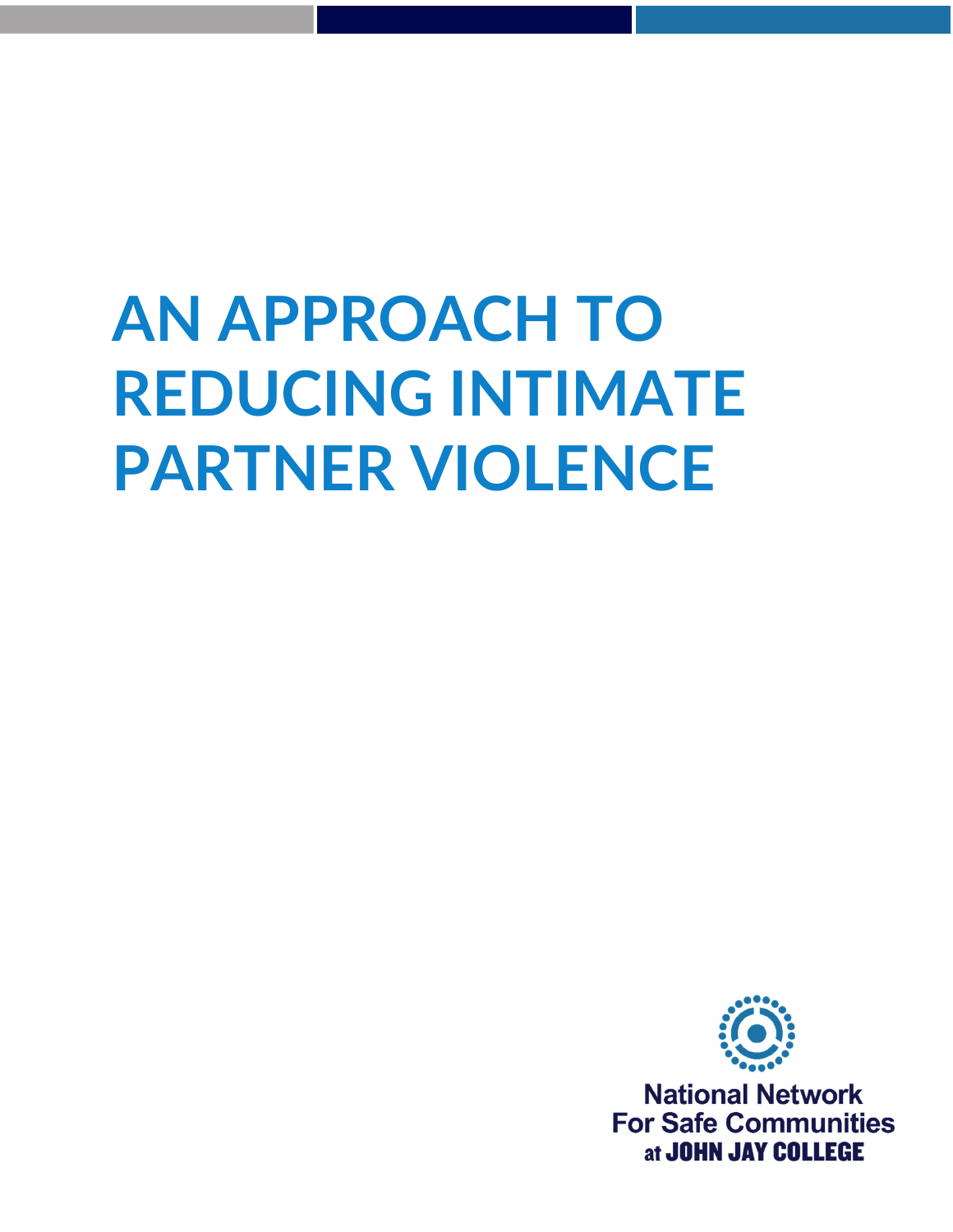# AN APPROACH TO REDUCING INTIMATE PARTNER VIOLENCE

National Network
For Safe Communities
at JOHN JAY COLLEGE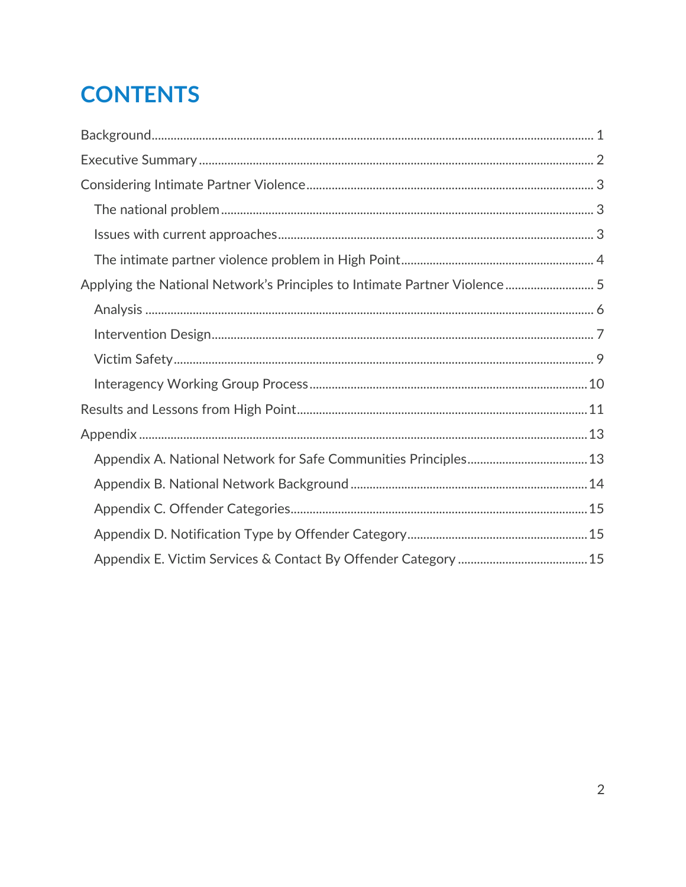# CONTENTS

- Background ... 1
- Executive Summary ... 2
- Considering Intimate Partner Violence ... 3
  - The national problem ... 3
  - Issues with current approaches ... 3
  - The intimate partner violence problem in High Point ... 4
- Applying the National Network's Principles to Intimate Partner Violence ... 5
  - Analysis ... 6
  - Intervention Design ... 7
  - Victim Safety ... 9
  - Interagency Working Group Process ... 10
- Results and Lessons from High Point ... 11
- Appendix ... 13
  - Appendix A. National Network for Safe Communities Principles ... 13
  - Appendix B. National Network Background ... 14
  - Appendix C. Offender Categories ... 15
  - Appendix D. Notification Type by Offender Category ... 15
  - Appendix E. Victim Services & Contact By Offender Category ... 15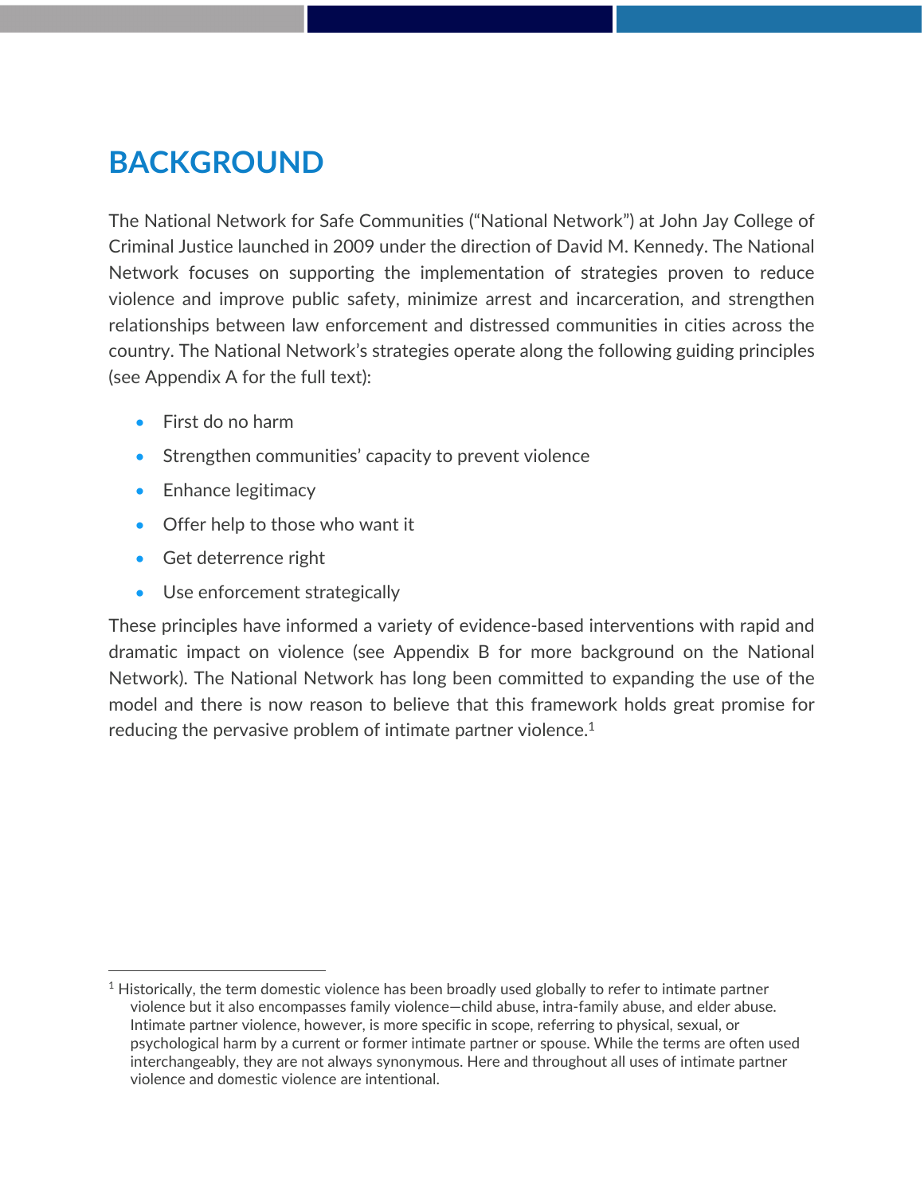# BACKGROUND

The National Network for Safe Communities ("National Network") at John Jay College of Criminal Justice launched in 2009 under the direction of David M. Kennedy. The National Network focuses on supporting the implementation of strategies proven to reduce violence and improve public safety, minimize arrest and incarceration, and strengthen relationships between law enforcement and distressed communities in cities across the country. The National Network's strategies operate along the following guiding principles (see Appendix A for the full text):

- First do no harm
- Strengthen communities' capacity to prevent violence
- Enhance legitimacy
- Offer help to those who want it
- Get deterrence right
- Use enforcement strategically

These principles have informed a variety of evidence-based interventions with rapid and dramatic impact on violence (see Appendix B for more background on the National Network). The National Network has long been committed to expanding the use of the model and there is now reason to believe that this framework holds great promise for reducing the pervasive problem of intimate partner violence.[1]

---

[1] Historically, the term domestic violence has been broadly used globally to refer to intimate partner violence but it also encompasses family violence—child abuse, intra-family abuse, and elder abuse. Intimate partner violence, however, is more specific in scope, referring to physical, sexual, or psychological harm by a current or former intimate partner or spouse. While the terms are often used interchangeably, they are not always synonymous. Here and throughout all uses of intimate partner violence and domestic violence are intentional.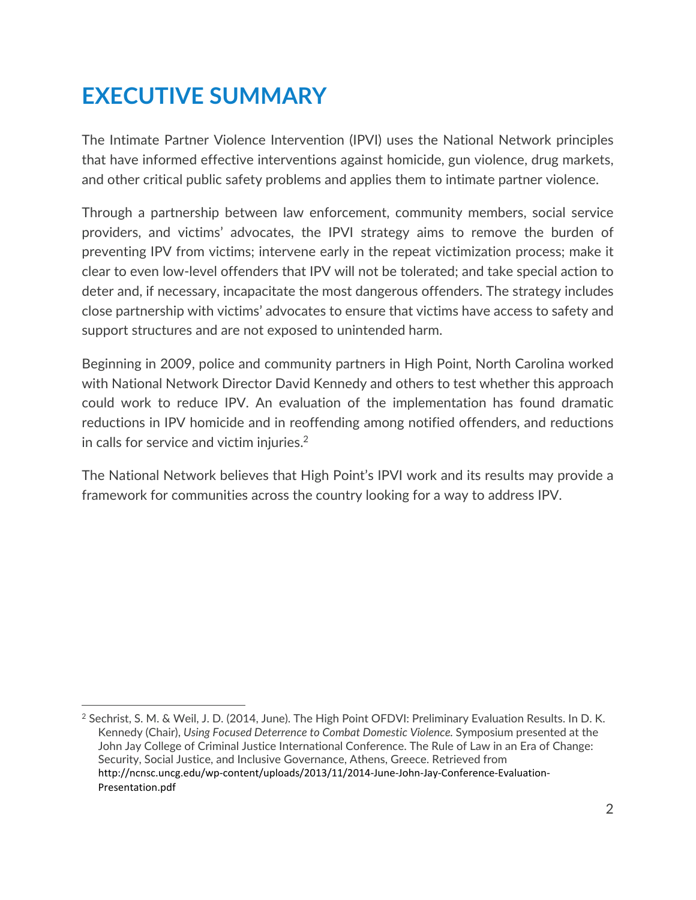# EXECUTIVE SUMMARY

The Intimate Partner Violence Intervention (IPVI) uses the National Network principles that have informed effective interventions against homicide, gun violence, drug markets, and other critical public safety problems and applies them to intimate partner violence.

Through a partnership between law enforcement, community members, social service providers, and victims' advocates, the IPVI strategy aims to remove the burden of preventing IPV from victims; intervene early in the repeat victimization process; make it clear to even low-level offenders that IPV will not be tolerated; and take special action to deter and, if necessary, incapacitate the most dangerous offenders. The strategy includes close partnership with victims' advocates to ensure that victims have access to safety and support structures and are not exposed to unintended harm.

Beginning in 2009, police and community partners in High Point, North Carolina worked with National Network Director David Kennedy and others to test whether this approach could work to reduce IPV. An evaluation of the implementation has found dramatic reductions in IPV homicide and in reoffending among notified offenders, and reductions in calls for service and victim injuries.[2]

The National Network believes that High Point's IPVI work and its results may provide a framework for communities across the country looking for a way to address IPV.

---

[2] Sechrist, S. M. & Weil, J. D. (2014, June). The High Point OFDVI: Preliminary Evaluation Results. In D. K. Kennedy (Chair), *Using Focused Deterrence to Combat Domestic Violence.* Symposium presented at the John Jay College of Criminal Justice International Conference. The Rule of Law in an Era of Change: Security, Social Justice, and Inclusive Governance, Athens, Greece. Retrieved from http://ncnsc.uncg.edu/wp-content/uploads/2013/11/2014-June-John-Jay-Conference-Evaluation-Presentation.pdf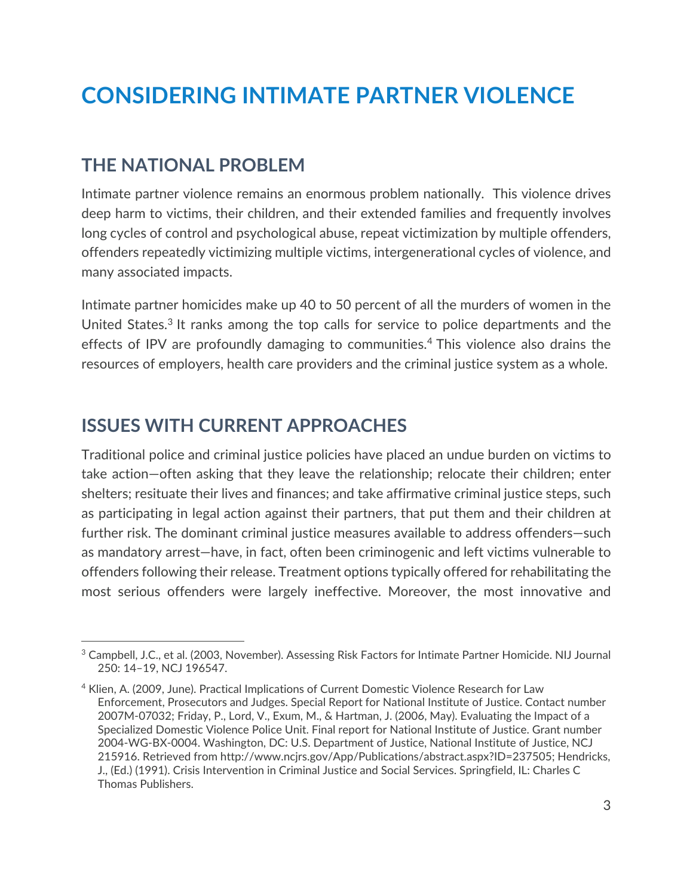# CONSIDERING INTIMATE PARTNER VIOLENCE

## THE NATIONAL PROBLEM

Intimate partner violence remains an enormous problem nationally. This violence drives deep harm to victims, their children, and their extended families and frequently involves long cycles of control and psychological abuse, repeat victimization by multiple offenders, offenders repeatedly victimizing multiple victims, intergenerational cycles of violence, and many associated impacts.

Intimate partner homicides make up 40 to 50 percent of all the murders of women in the United States.[3] It ranks among the top calls for service to police departments and the effects of IPV are profoundly damaging to communities.[4] This violence also drains the resources of employers, health care providers and the criminal justice system as a whole.

## ISSUES WITH CURRENT APPROACHES

Traditional police and criminal justice policies have placed an undue burden on victims to take action—often asking that they leave the relationship; relocate their children; enter shelters; resituate their lives and finances; and take affirmative criminal justice steps, such as participating in legal action against their partners, that put them and their children at further risk. The dominant criminal justice measures available to address offenders—such as mandatory arrest—have, in fact, often been criminogenic and left victims vulnerable to offenders following their release. Treatment options typically offered for rehabilitating the most serious offenders were largely ineffective. Moreover, the most innovative and

---

[3] Campbell, J.C., et al. (2003, November). Assessing Risk Factors for Intimate Partner Homicide. NIJ Journal 250: 14–19, NCJ 196547.

[4] Klien, A. (2009, June). Practical Implications of Current Domestic Violence Research for Law Enforcement, Prosecutors and Judges. Special Report for National Institute of Justice. Contact number 2007M-07032; Friday, P., Lord, V., Exum, M., & Hartman, J. (2006, May). Evaluating the Impact of a Specialized Domestic Violence Police Unit. Final report for National Institute of Justice. Grant number 2004-WG-BX-0004. Washington, DC: U.S. Department of Justice, National Institute of Justice, NCJ 215916. Retrieved from http://www.ncjrs.gov/App/Publications/abstract.aspx?ID=237505; Hendricks, J., (Ed.) (1991). Crisis Intervention in Criminal Justice and Social Services. Springfield, IL: Charles C Thomas Publishers.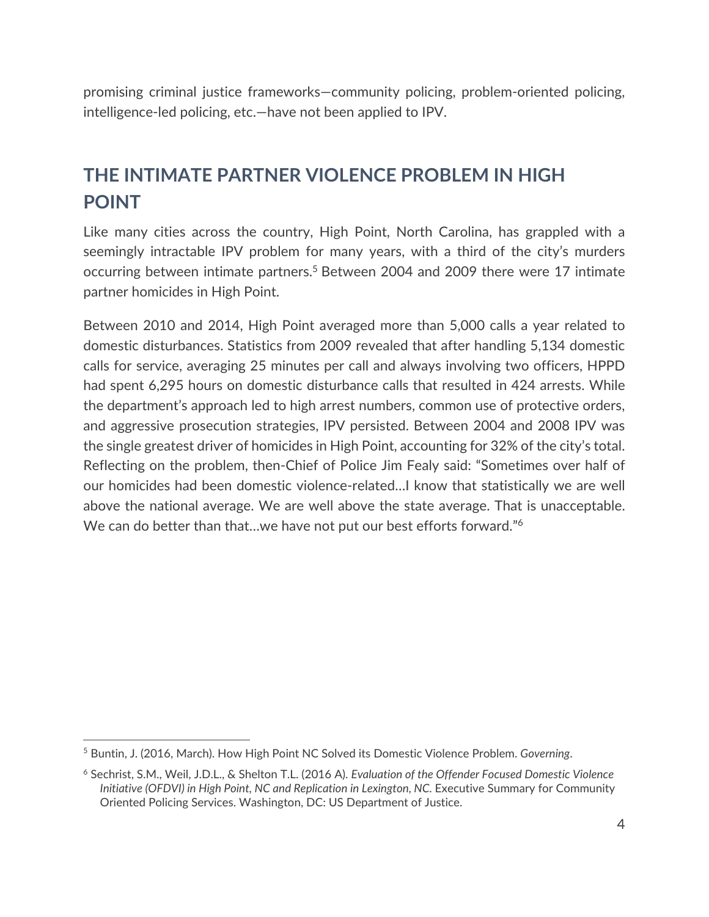promising criminal justice frameworks—community policing, problem-oriented policing, intelligence-led policing, etc.—have not been applied to IPV.

## THE INTIMATE PARTNER VIOLENCE PROBLEM IN HIGH POINT

Like many cities across the country, High Point, North Carolina, has grappled with a seemingly intractable IPV problem for many years, with a third of the city's murders occurring between intimate partners.[5] Between 2004 and 2009 there were 17 intimate partner homicides in High Point.

Between 2010 and 2014, High Point averaged more than 5,000 calls a year related to domestic disturbances. Statistics from 2009 revealed that after handling 5,134 domestic calls for service, averaging 25 minutes per call and always involving two officers, HPPD had spent 6,295 hours on domestic disturbance calls that resulted in 424 arrests. While the department's approach led to high arrest numbers, common use of protective orders, and aggressive prosecution strategies, IPV persisted. Between 2004 and 2008 IPV was the single greatest driver of homicides in High Point, accounting for 32% of the city's total. Reflecting on the problem, then-Chief of Police Jim Fealy said: "Sometimes over half of our homicides had been domestic violence-related…I know that statistically we are well above the national average. We are well above the state average. That is unacceptable. We can do better than that…we have not put our best efforts forward."[6]

---

[5] Buntin, J. (2016, March). How High Point NC Solved its Domestic Violence Problem. *Governing*.

[6] Sechrist, S.M., Weil, J.D.L., & Shelton T.L. (2016 A). *Evaluation of the Offender Focused Domestic Violence Initiative (OFDVI) in High Point, NC and Replication in Lexington, NC*. Executive Summary for Community Oriented Policing Services. Washington, DC: US Department of Justice.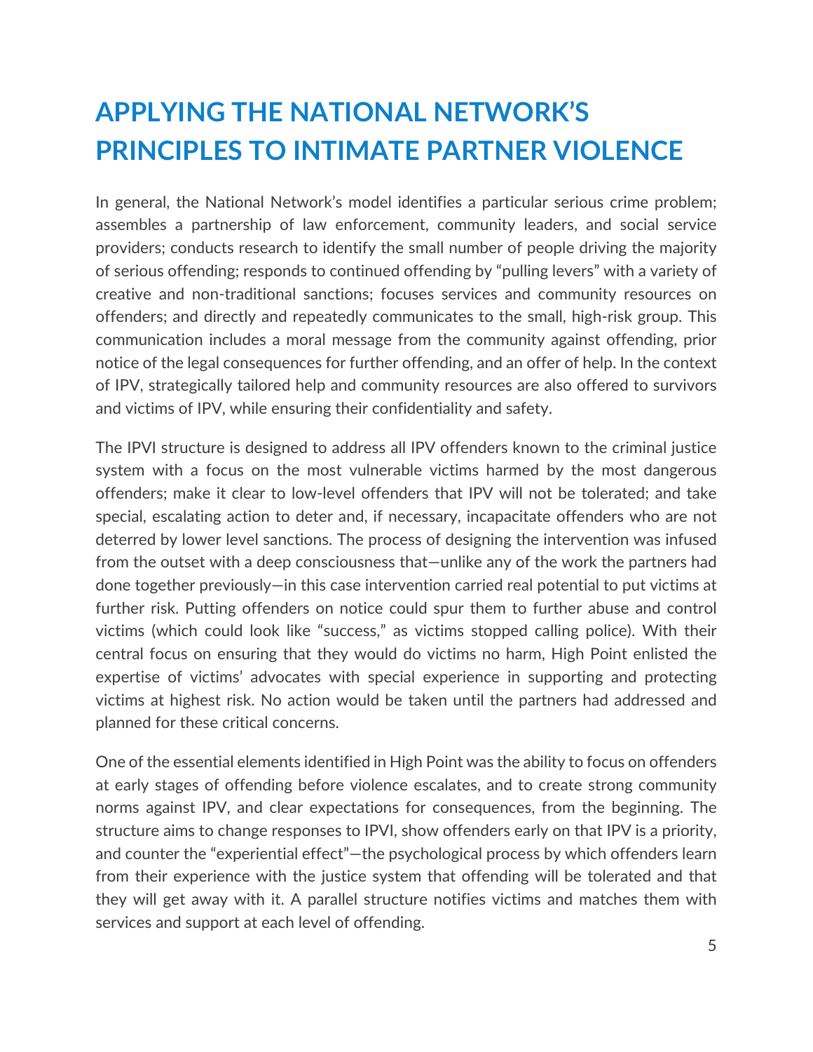# APPLYING THE NATIONAL NETWORK'S PRINCIPLES TO INTIMATE PARTNER VIOLENCE

In general, the National Network's model identifies a particular serious crime problem; assembles a partnership of law enforcement, community leaders, and social service providers; conducts research to identify the small number of people driving the majority of serious offending; responds to continued offending by "pulling levers" with a variety of creative and non-traditional sanctions; focuses services and community resources on offenders; and directly and repeatedly communicates to the small, high-risk group. This communication includes a moral message from the community against offending, prior notice of the legal consequences for further offending, and an offer of help. In the context of IPV, strategically tailored help and community resources are also offered to survivors and victims of IPV, while ensuring their confidentiality and safety.

The IPVI structure is designed to address all IPV offenders known to the criminal justice system with a focus on the most vulnerable victims harmed by the most dangerous offenders; make it clear to low-level offenders that IPV will not be tolerated; and take special, escalating action to deter and, if necessary, incapacitate offenders who are not deterred by lower level sanctions. The process of designing the intervention was infused from the outset with a deep consciousness that—unlike any of the work the partners had done together previously—in this case intervention carried real potential to put victims at further risk. Putting offenders on notice could spur them to further abuse and control victims (which could look like "success," as victims stopped calling police). With their central focus on ensuring that they would do victims no harm, High Point enlisted the expertise of victims' advocates with special experience in supporting and protecting victims at highest risk. No action would be taken until the partners had addressed and planned for these critical concerns.

One of the essential elements identified in High Point was the ability to focus on offenders at early stages of offending before violence escalates, and to create strong community norms against IPV, and clear expectations for consequences, from the beginning. The structure aims to change responses to IPVI, show offenders early on that IPV is a priority, and counter the "experiential effect"—the psychological process by which offenders learn from their experience with the justice system that offending will be tolerated and that they will get away with it. A parallel structure notifies victims and matches them with services and support at each level of offending.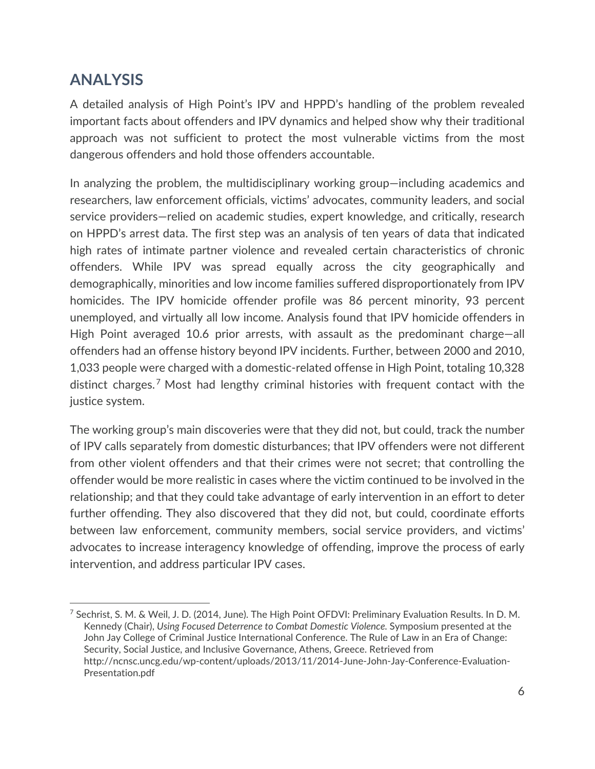## ANALYSIS

A detailed analysis of High Point's IPV and HPPD's handling of the problem revealed important facts about offenders and IPV dynamics and helped show why their traditional approach was not sufficient to protect the most vulnerable victims from the most dangerous offenders and hold those offenders accountable.

In analyzing the problem, the multidisciplinary working group—including academics and researchers, law enforcement officials, victims' advocates, community leaders, and social service providers—relied on academic studies, expert knowledge, and critically, research on HPPD's arrest data. The first step was an analysis of ten years of data that indicated high rates of intimate partner violence and revealed certain characteristics of chronic offenders. While IPV was spread equally across the city geographically and demographically, minorities and low income families suffered disproportionately from IPV homicides. The IPV homicide offender profile was 86 percent minority, 93 percent unemployed, and virtually all low income. Analysis found that IPV homicide offenders in High Point averaged 10.6 prior arrests, with assault as the predominant charge—all offenders had an offense history beyond IPV incidents. Further, between 2000 and 2010, 1,033 people were charged with a domestic-related offense in High Point, totaling 10,328 distinct charges.[7] Most had lengthy criminal histories with frequent contact with the justice system.

The working group's main discoveries were that they did not, but could, track the number of IPV calls separately from domestic disturbances; that IPV offenders were not different from other violent offenders and that their crimes were not secret; that controlling the offender would be more realistic in cases where the victim continued to be involved in the relationship; and that they could take advantage of early intervention in an effort to deter further offending. They also discovered that they did not, but could, coordinate efforts between law enforcement, community members, social service providers, and victims' advocates to increase interagency knowledge of offending, improve the process of early intervention, and address particular IPV cases.

---

[7] Sechrist, S. M. & Weil, J. D. (2014, June). The High Point OFDVI: Preliminary Evaluation Results. In D. M. Kennedy (Chair), *Using Focused Deterrence to Combat Domestic Violence.* Symposium presented at the John Jay College of Criminal Justice International Conference. The Rule of Law in an Era of Change: Security, Social Justice, and Inclusive Governance, Athens, Greece. Retrieved from http://ncnsc.uncg.edu/wp-content/uploads/2013/11/2014-June-John-Jay-Conference-Evaluation-Presentation.pdf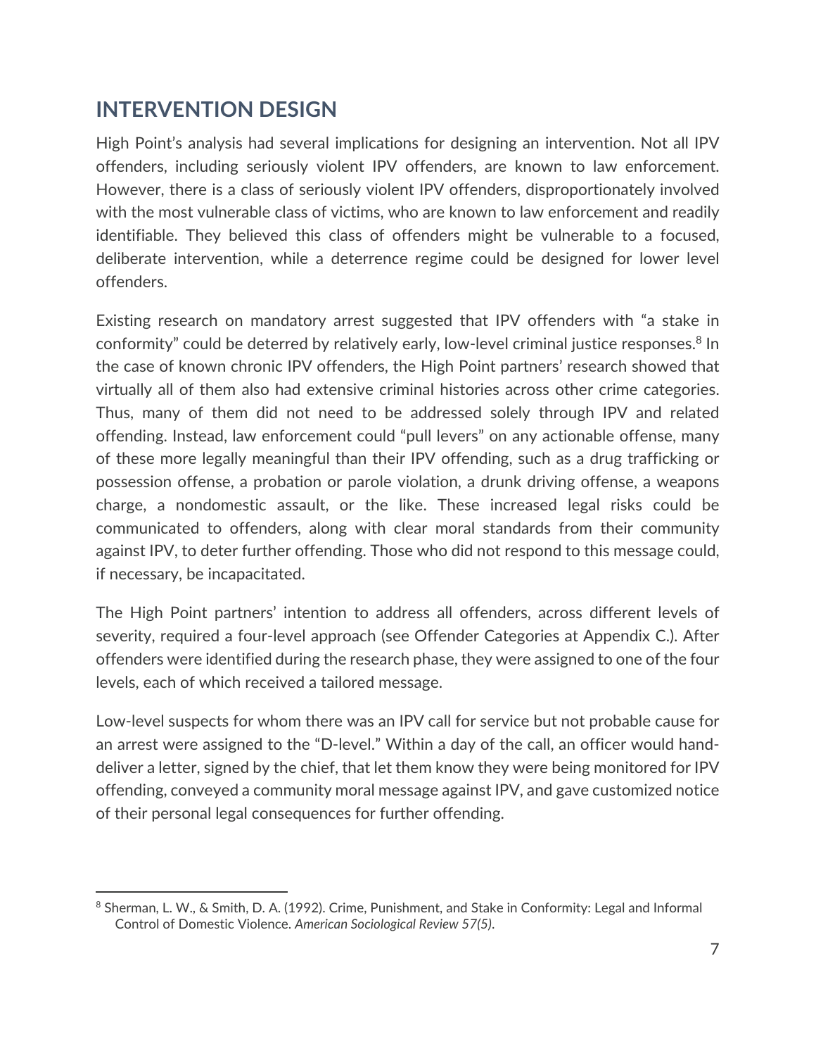## INTERVENTION DESIGN

High Point's analysis had several implications for designing an intervention. Not all IPV offenders, including seriously violent IPV offenders, are known to law enforcement. However, there is a class of seriously violent IPV offenders, disproportionately involved with the most vulnerable class of victims, who are known to law enforcement and readily identifiable. They believed this class of offenders might be vulnerable to a focused, deliberate intervention, while a deterrence regime could be designed for lower level offenders.

Existing research on mandatory arrest suggested that IPV offenders with "a stake in conformity" could be deterred by relatively early, low-level criminal justice responses.[8] In the case of known chronic IPV offenders, the High Point partners' research showed that virtually all of them also had extensive criminal histories across other crime categories. Thus, many of them did not need to be addressed solely through IPV and related offending. Instead, law enforcement could "pull levers" on any actionable offense, many of these more legally meaningful than their IPV offending, such as a drug trafficking or possession offense, a probation or parole violation, a drunk driving offense, a weapons charge, a nondomestic assault, or the like. These increased legal risks could be communicated to offenders, along with clear moral standards from their community against IPV, to deter further offending. Those who did not respond to this message could, if necessary, be incapacitated.

The High Point partners' intention to address all offenders, across different levels of severity, required a four-level approach (see Offender Categories at Appendix C.). After offenders were identified during the research phase, they were assigned to one of the four levels, each of which received a tailored message.

Low-level suspects for whom there was an IPV call for service but not probable cause for an arrest were assigned to the "D-level." Within a day of the call, an officer would hand-deliver a letter, signed by the chief, that let them know they were being monitored for IPV offending, conveyed a community moral message against IPV, and gave customized notice of their personal legal consequences for further offending.

[8] Sherman, L. W., & Smith, D. A. (1992). Crime, Punishment, and Stake in Conformity: Legal and Informal Control of Domestic Violence. *American Sociological Review 57(5)*.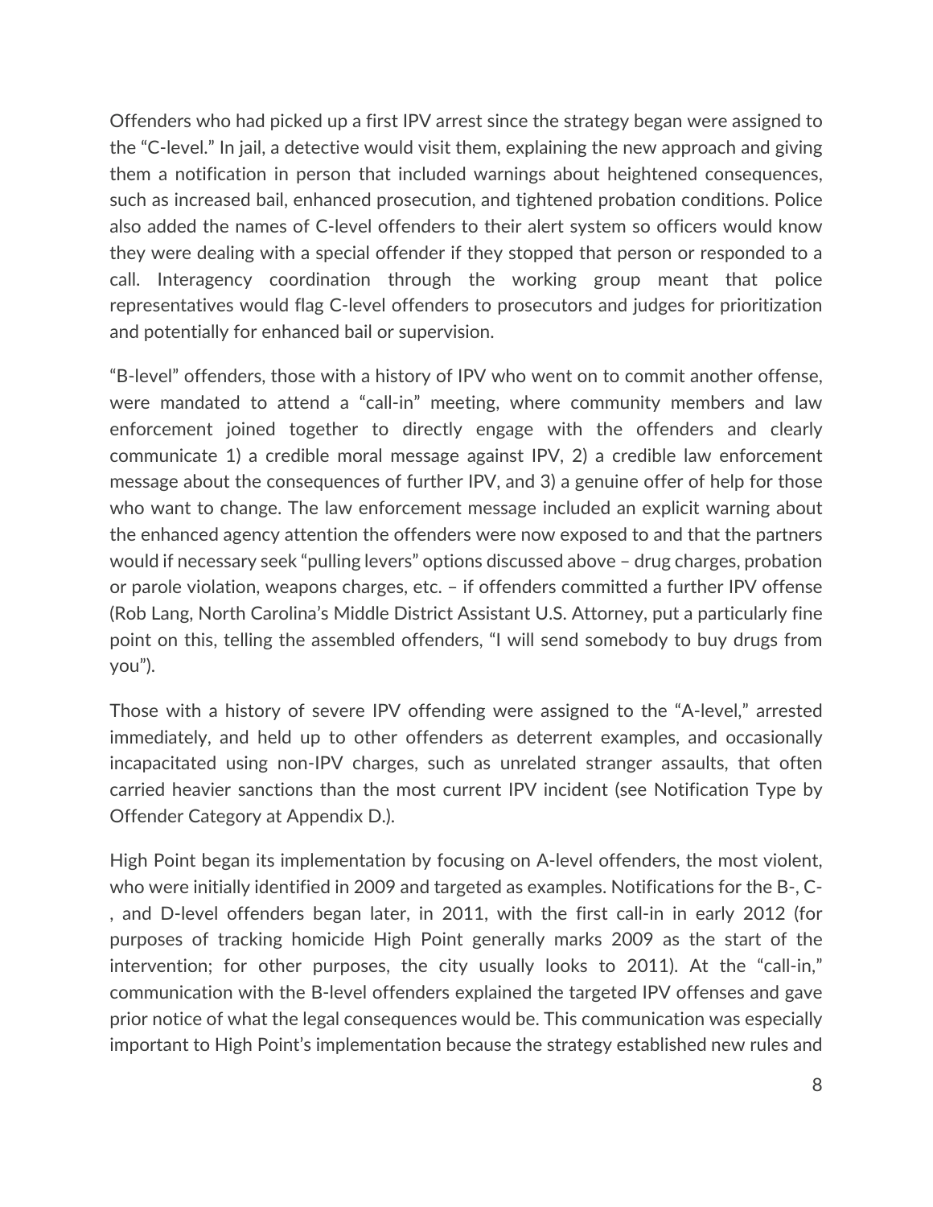Offenders who had picked up a first IPV arrest since the strategy began were assigned to the "C-level." In jail, a detective would visit them, explaining the new approach and giving them a notification in person that included warnings about heightened consequences, such as increased bail, enhanced prosecution, and tightened probation conditions. Police also added the names of C-level offenders to their alert system so officers would know they were dealing with a special offender if they stopped that person or responded to a call. Interagency coordination through the working group meant that police representatives would flag C-level offenders to prosecutors and judges for prioritization and potentially for enhanced bail or supervision.

"B-level" offenders, those with a history of IPV who went on to commit another offense, were mandated to attend a "call-in" meeting, where community members and law enforcement joined together to directly engage with the offenders and clearly communicate 1) a credible moral message against IPV, 2) a credible law enforcement message about the consequences of further IPV, and 3) a genuine offer of help for those who want to change. The law enforcement message included an explicit warning about the enhanced agency attention the offenders were now exposed to and that the partners would if necessary seek "pulling levers" options discussed above – drug charges, probation or parole violation, weapons charges, etc. – if offenders committed a further IPV offense (Rob Lang, North Carolina's Middle District Assistant U.S. Attorney, put a particularly fine point on this, telling the assembled offenders, "I will send somebody to buy drugs from you").

Those with a history of severe IPV offending were assigned to the "A-level," arrested immediately, and held up to other offenders as deterrent examples, and occasionally incapacitated using non-IPV charges, such as unrelated stranger assaults, that often carried heavier sanctions than the most current IPV incident (see Notification Type by Offender Category at Appendix D.).

High Point began its implementation by focusing on A-level offenders, the most violent, who were initially identified in 2009 and targeted as examples. Notifications for the B-, C-, and D-level offenders began later, in 2011, with the first call-in in early 2012 (for purposes of tracking homicide High Point generally marks 2009 as the start of the intervention; for other purposes, the city usually looks to 2011). At the "call-in," communication with the B-level offenders explained the targeted IPV offenses and gave prior notice of what the legal consequences would be. This communication was especially important to High Point's implementation because the strategy established new rules and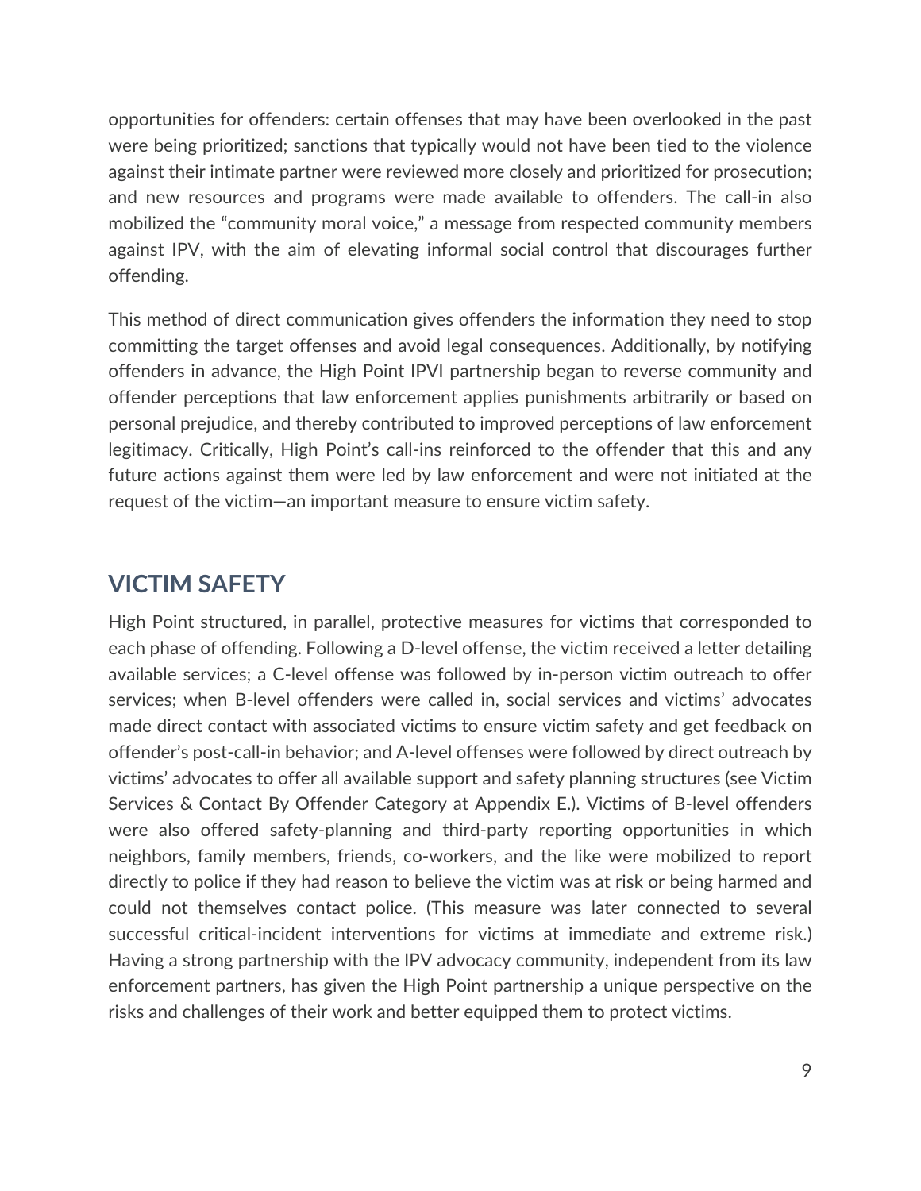opportunities for offenders: certain offenses that may have been overlooked in the past were being prioritized; sanctions that typically would not have been tied to the violence against their intimate partner were reviewed more closely and prioritized for prosecution; and new resources and programs were made available to offenders. The call-in also mobilized the "community moral voice," a message from respected community members against IPV, with the aim of elevating informal social control that discourages further offending.

This method of direct communication gives offenders the information they need to stop committing the target offenses and avoid legal consequences. Additionally, by notifying offenders in advance, the High Point IPVI partnership began to reverse community and offender perceptions that law enforcement applies punishments arbitrarily or based on personal prejudice, and thereby contributed to improved perceptions of law enforcement legitimacy. Critically, High Point's call-ins reinforced to the offender that this and any future actions against them were led by law enforcement and were not initiated at the request of the victim—an important measure to ensure victim safety.

## VICTIM SAFETY

High Point structured, in parallel, protective measures for victims that corresponded to each phase of offending. Following a D-level offense, the victim received a letter detailing available services; a C-level offense was followed by in-person victim outreach to offer services; when B-level offenders were called in, social services and victims' advocates made direct contact with associated victims to ensure victim safety and get feedback on offender's post-call-in behavior; and A-level offenses were followed by direct outreach by victims' advocates to offer all available support and safety planning structures (see Victim Services & Contact By Offender Category at Appendix E.). Victims of B-level offenders were also offered safety-planning and third-party reporting opportunities in which neighbors, family members, friends, co-workers, and the like were mobilized to report directly to police if they had reason to believe the victim was at risk or being harmed and could not themselves contact police. (This measure was later connected to several successful critical-incident interventions for victims at immediate and extreme risk.) Having a strong partnership with the IPV advocacy community, independent from its law enforcement partners, has given the High Point partnership a unique perspective on the risks and challenges of their work and better equipped them to protect victims.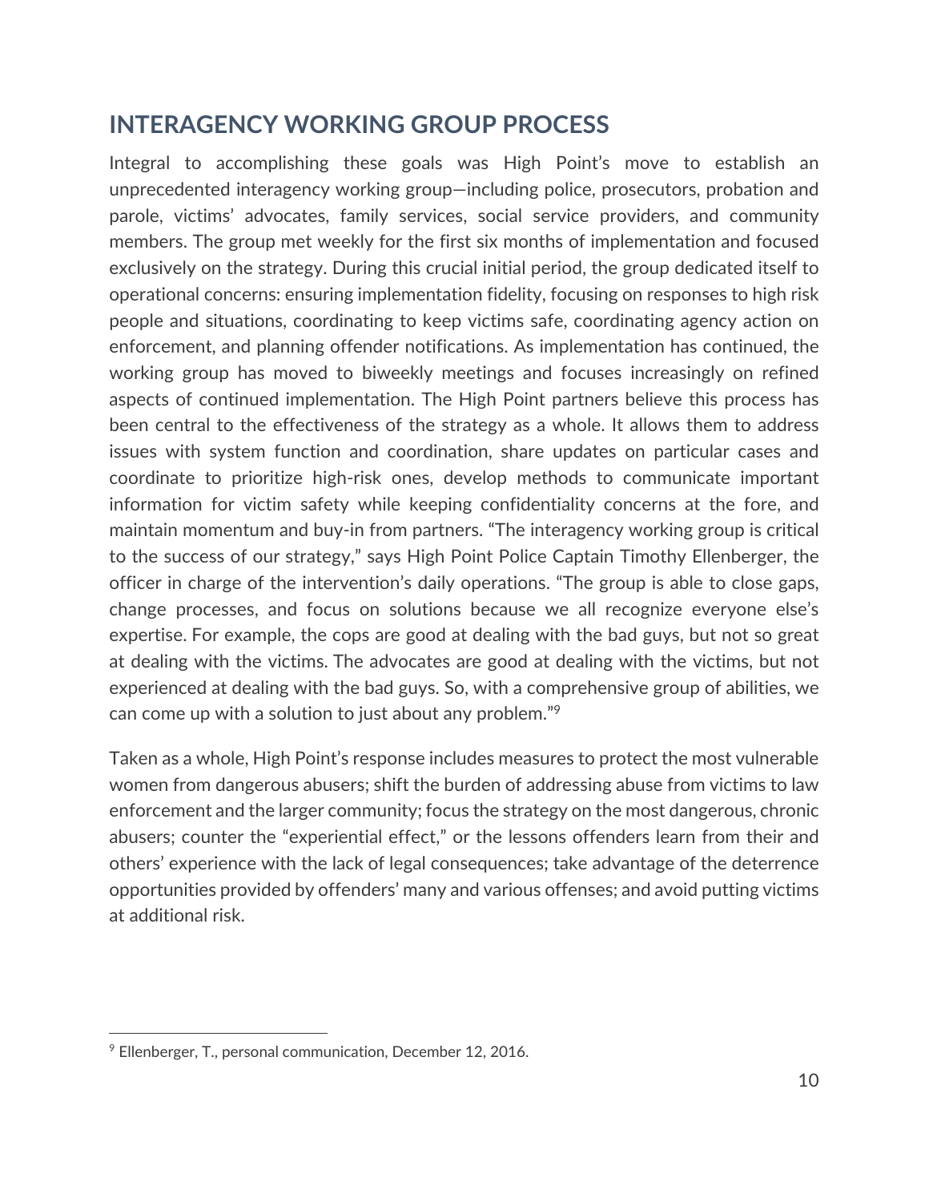## INTERAGENCY WORKING GROUP PROCESS

Integral to accomplishing these goals was High Point's move to establish an unprecedented interagency working group—including police, prosecutors, probation and parole, victims' advocates, family services, social service providers, and community members. The group met weekly for the first six months of implementation and focused exclusively on the strategy. During this crucial initial period, the group dedicated itself to operational concerns: ensuring implementation fidelity, focusing on responses to high risk people and situations, coordinating to keep victims safe, coordinating agency action on enforcement, and planning offender notifications. As implementation has continued, the working group has moved to biweekly meetings and focuses increasingly on refined aspects of continued implementation. The High Point partners believe this process has been central to the effectiveness of the strategy as a whole. It allows them to address issues with system function and coordination, share updates on particular cases and coordinate to prioritize high-risk ones, develop methods to communicate important information for victim safety while keeping confidentiality concerns at the fore, and maintain momentum and buy-in from partners. "The interagency working group is critical to the success of our strategy," says High Point Police Captain Timothy Ellenberger, the officer in charge of the intervention's daily operations. "The group is able to close gaps, change processes, and focus on solutions because we all recognize everyone else's expertise. For example, the cops are good at dealing with the bad guys, but not so great at dealing with the victims. The advocates are good at dealing with the victims, but not experienced at dealing with the bad guys. So, with a comprehensive group of abilities, we can come up with a solution to just about any problem."[9]

Taken as a whole, High Point's response includes measures to protect the most vulnerable women from dangerous abusers; shift the burden of addressing abuse from victims to law enforcement and the larger community; focus the strategy on the most dangerous, chronic abusers; counter the "experiential effect," or the lessons offenders learn from their and others' experience with the lack of legal consequences; take advantage of the deterrence opportunities provided by offenders' many and various offenses; and avoid putting victims at additional risk.

[9] Ellenberger, T., personal communication, December 12, 2016.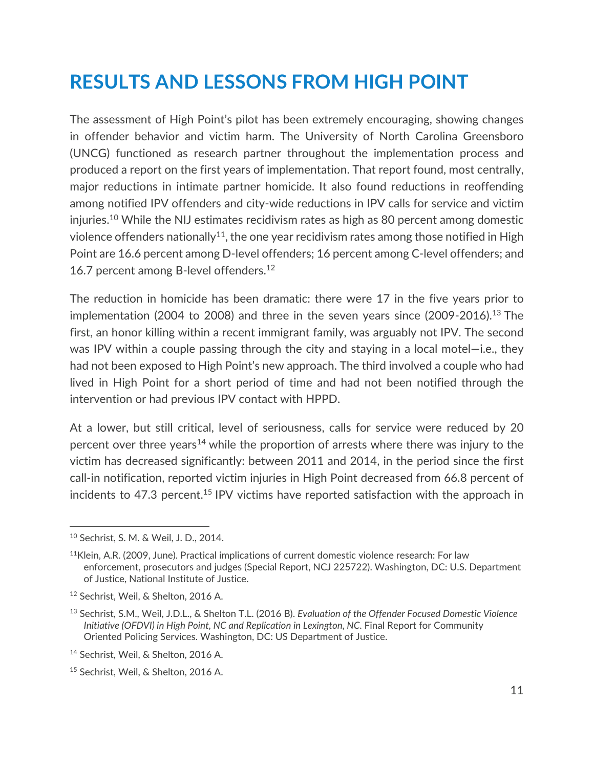# RESULTS AND LESSONS FROM HIGH POINT

The assessment of High Point's pilot has been extremely encouraging, showing changes in offender behavior and victim harm. The University of North Carolina Greensboro (UNCG) functioned as research partner throughout the implementation process and produced a report on the first years of implementation. That report found, most centrally, major reductions in intimate partner homicide. It also found reductions in reoffending among notified IPV offenders and city-wide reductions in IPV calls for service and victim injuries.[10] While the NIJ estimates recidivism rates as high as 80 percent among domestic violence offenders nationally[11], the one year recidivism rates among those notified in High Point are 16.6 percent among D-level offenders; 16 percent among C-level offenders; and 16.7 percent among B-level offenders.[12]

The reduction in homicide has been dramatic: there were 17 in the five years prior to implementation (2004 to 2008) and three in the seven years since (2009-2016).[13] The first, an honor killing within a recent immigrant family, was arguably not IPV. The second was IPV within a couple passing through the city and staying in a local motel—i.e., they had not been exposed to High Point's new approach. The third involved a couple who had lived in High Point for a short period of time and had not been notified through the intervention or had previous IPV contact with HPPD.

At a lower, but still critical, level of seriousness, calls for service were reduced by 20 percent over three years[14] while the proportion of arrests where there was injury to the victim has decreased significantly: between 2011 and 2014, in the period since the first call-in notification, reported victim injuries in High Point decreased from 66.8 percent of incidents to 47.3 percent.[15] IPV victims have reported satisfaction with the approach in

---

[10] Sechrist, S. M. & Weil, J. D., 2014.

[11] Klein, A.R. (2009, June). Practical implications of current domestic violence research: For law enforcement, prosecutors and judges (Special Report, NCJ 225722). Washington, DC: U.S. Department of Justice, National Institute of Justice.

[12] Sechrist, Weil, & Shelton, 2016 A.

[13] Sechrist, S.M., Weil, J.D.L., & Shelton T.L. (2016 B). *Evaluation of the Offender Focused Domestic Violence Initiative (OFDVI) in High Point, NC and Replication in Lexington, NC.* Final Report for Community Oriented Policing Services. Washington, DC: US Department of Justice.

[14] Sechrist, Weil, & Shelton, 2016 A.

[15] Sechrist, Weil, & Shelton, 2016 A.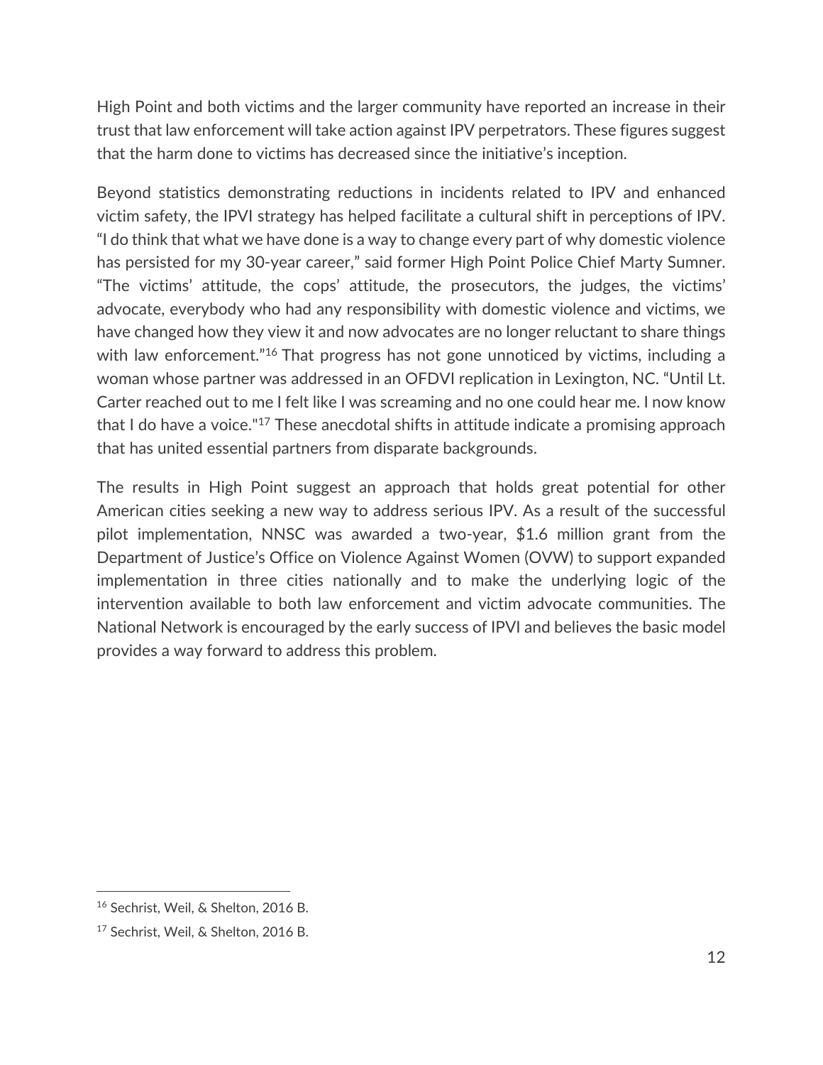High Point and both victims and the larger community have reported an increase in their trust that law enforcement will take action against IPV perpetrators. These figures suggest that the harm done to victims has decreased since the initiative's inception.

Beyond statistics demonstrating reductions in incidents related to IPV and enhanced victim safety, the IPVI strategy has helped facilitate a cultural shift in perceptions of IPV. "I do think that what we have done is a way to change every part of why domestic violence has persisted for my 30-year career," said former High Point Police Chief Marty Sumner. "The victims' attitude, the cops' attitude, the prosecutors, the judges, the victims' advocate, everybody who had any responsibility with domestic violence and victims, we have changed how they view it and now advocates are no longer reluctant to share things with law enforcement."[16] That progress has not gone unnoticed by victims, including a woman whose partner was addressed in an OFDVI replication in Lexington, NC. "Until Lt. Carter reached out to me I felt like I was screaming and no one could hear me. I now know that I do have a voice."[17] These anecdotal shifts in attitude indicate a promising approach that has united essential partners from disparate backgrounds.

The results in High Point suggest an approach that holds great potential for other American cities seeking a new way to address serious IPV. As a result of the successful pilot implementation, NNSC was awarded a two-year, $1.6 million grant from the Department of Justice's Office on Violence Against Women (OVW) to support expanded implementation in three cities nationally and to make the underlying logic of the intervention available to both law enforcement and victim advocate communities. The National Network is encouraged by the early success of IPVI and believes the basic model provides a way forward to address this problem.

---

[16] Sechrist, Weil, & Shelton, 2016 B.

[17] Sechrist, Weil, & Shelton, 2016 B.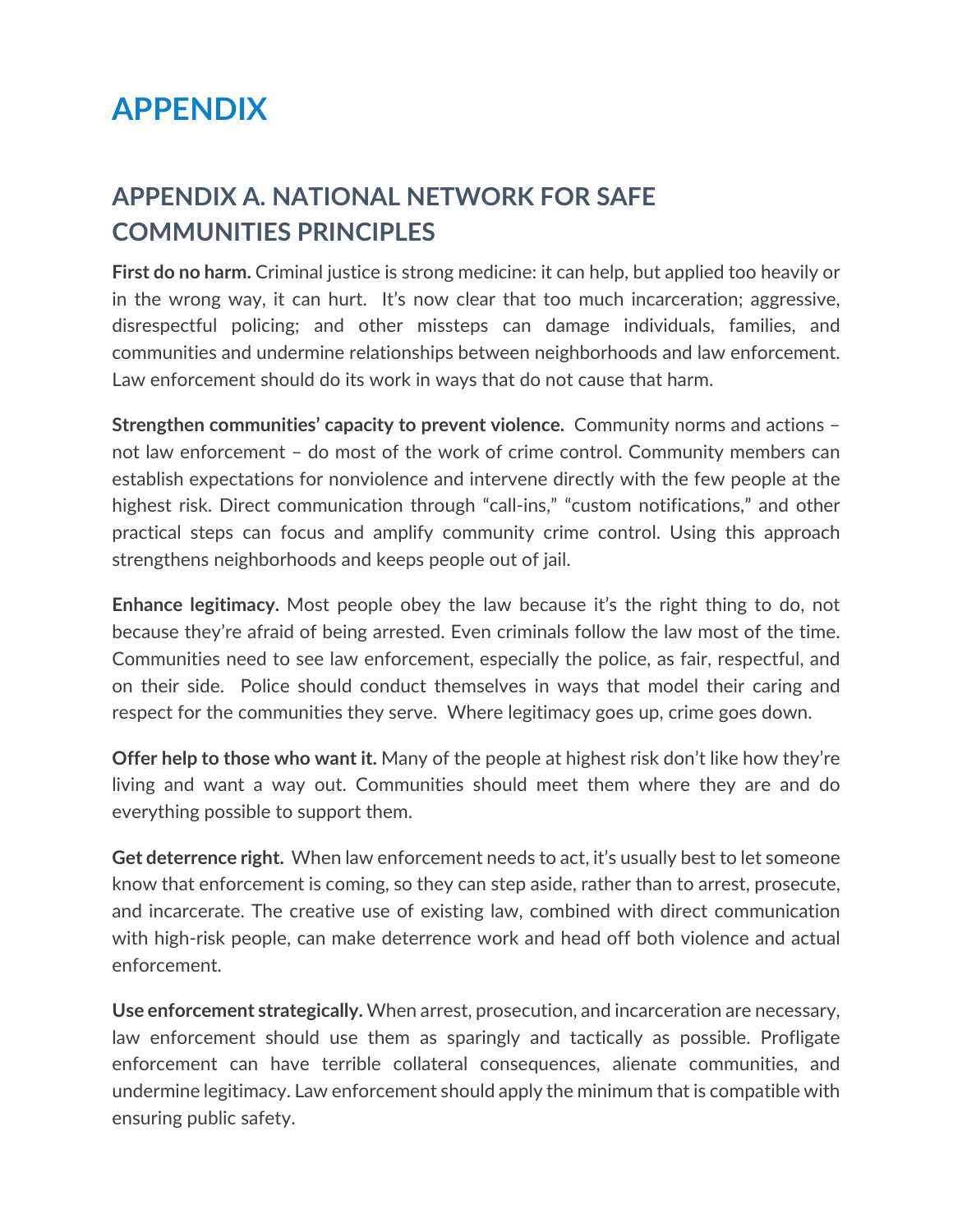# APPENDIX

## APPENDIX A. NATIONAL NETWORK FOR SAFE COMMUNITIES PRINCIPLES

**First do no harm.** Criminal justice is strong medicine: it can help, but applied too heavily or in the wrong way, it can hurt. It's now clear that too much incarceration; aggressive, disrespectful policing; and other missteps can damage individuals, families, and communities and undermine relationships between neighborhoods and law enforcement. Law enforcement should do its work in ways that do not cause that harm.

**Strengthen communities' capacity to prevent violence.** Community norms and actions – not law enforcement – do most of the work of crime control. Community members can establish expectations for nonviolence and intervene directly with the few people at the highest risk. Direct communication through "call-ins," "custom notifications," and other practical steps can focus and amplify community crime control. Using this approach strengthens neighborhoods and keeps people out of jail.

**Enhance legitimacy.** Most people obey the law because it's the right thing to do, not because they're afraid of being arrested. Even criminals follow the law most of the time. Communities need to see law enforcement, especially the police, as fair, respectful, and on their side. Police should conduct themselves in ways that model their caring and respect for the communities they serve. Where legitimacy goes up, crime goes down.

**Offer help to those who want it.** Many of the people at highest risk don't like how they're living and want a way out. Communities should meet them where they are and do everything possible to support them.

**Get deterrence right.** When law enforcement needs to act, it's usually best to let someone know that enforcement is coming, so they can step aside, rather than to arrest, prosecute, and incarcerate. The creative use of existing law, combined with direct communication with high-risk people, can make deterrence work and head off both violence and actual enforcement.

**Use enforcement strategically.** When arrest, prosecution, and incarceration are necessary, law enforcement should use them as sparingly and tactically as possible. Profligate enforcement can have terrible collateral consequences, alienate communities, and undermine legitimacy. Law enforcement should apply the minimum that is compatible with ensuring public safety.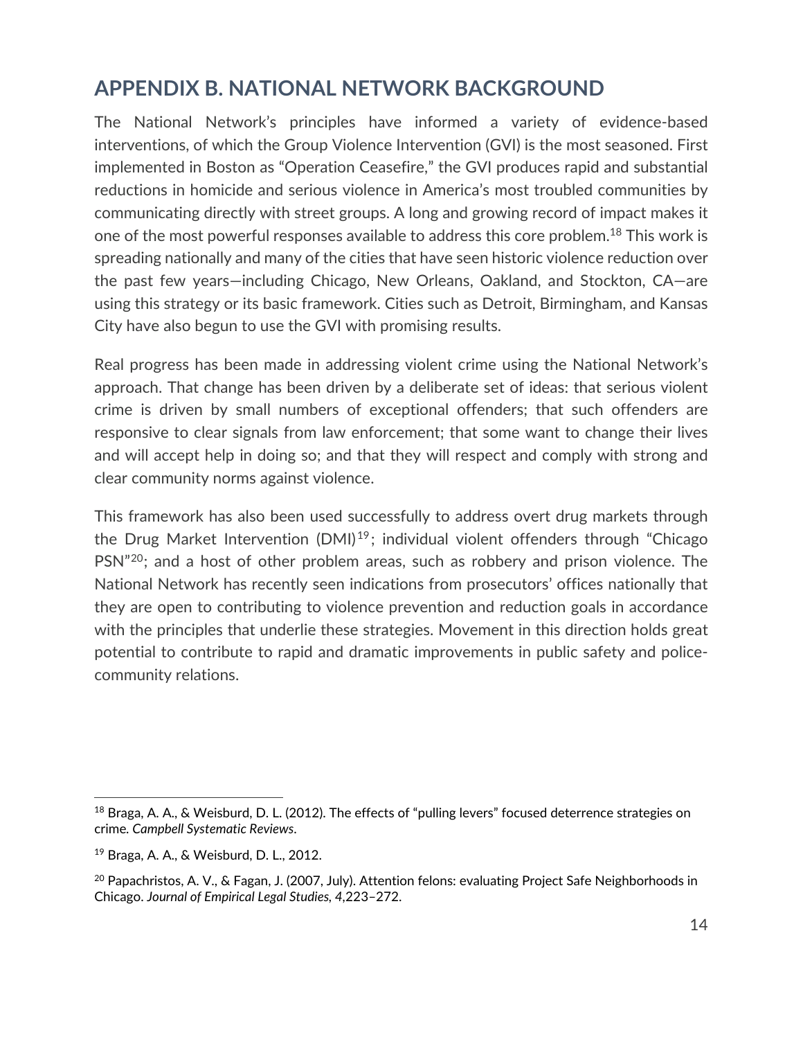## APPENDIX B. NATIONAL NETWORK BACKGROUND

The National Network's principles have informed a variety of evidence-based interventions, of which the Group Violence Intervention (GVI) is the most seasoned. First implemented in Boston as "Operation Ceasefire," the GVI produces rapid and substantial reductions in homicide and serious violence in America's most troubled communities by communicating directly with street groups. A long and growing record of impact makes it one of the most powerful responses available to address this core problem.[18] This work is spreading nationally and many of the cities that have seen historic violence reduction over the past few years—including Chicago, New Orleans, Oakland, and Stockton, CA—are using this strategy or its basic framework. Cities such as Detroit, Birmingham, and Kansas City have also begun to use the GVI with promising results.

Real progress has been made in addressing violent crime using the National Network's approach. That change has been driven by a deliberate set of ideas: that serious violent crime is driven by small numbers of exceptional offenders; that such offenders are responsive to clear signals from law enforcement; that some want to change their lives and will accept help in doing so; and that they will respect and comply with strong and clear community norms against violence.

This framework has also been used successfully to address overt drug markets through the Drug Market Intervention (DMI)[19]; individual violent offenders through "Chicago PSN"[20]; and a host of other problem areas, such as robbery and prison violence. The National Network has recently seen indications from prosecutors' offices nationally that they are open to contributing to violence prevention and reduction goals in accordance with the principles that underlie these strategies. Movement in this direction holds great potential to contribute to rapid and dramatic improvements in public safety and police-community relations.

---

[18] Braga, A. A., & Weisburd, D. L. (2012). The effects of "pulling levers" focused deterrence strategies on crime. *Campbell Systematic Reviews*.

[19] Braga, A. A., & Weisburd, D. L., 2012.

[20] Papachristos, A. V., & Fagan, J. (2007, July). Attention felons: evaluating Project Safe Neighborhoods in Chicago. *Journal of Empirical Legal Studies, 4*,223–272.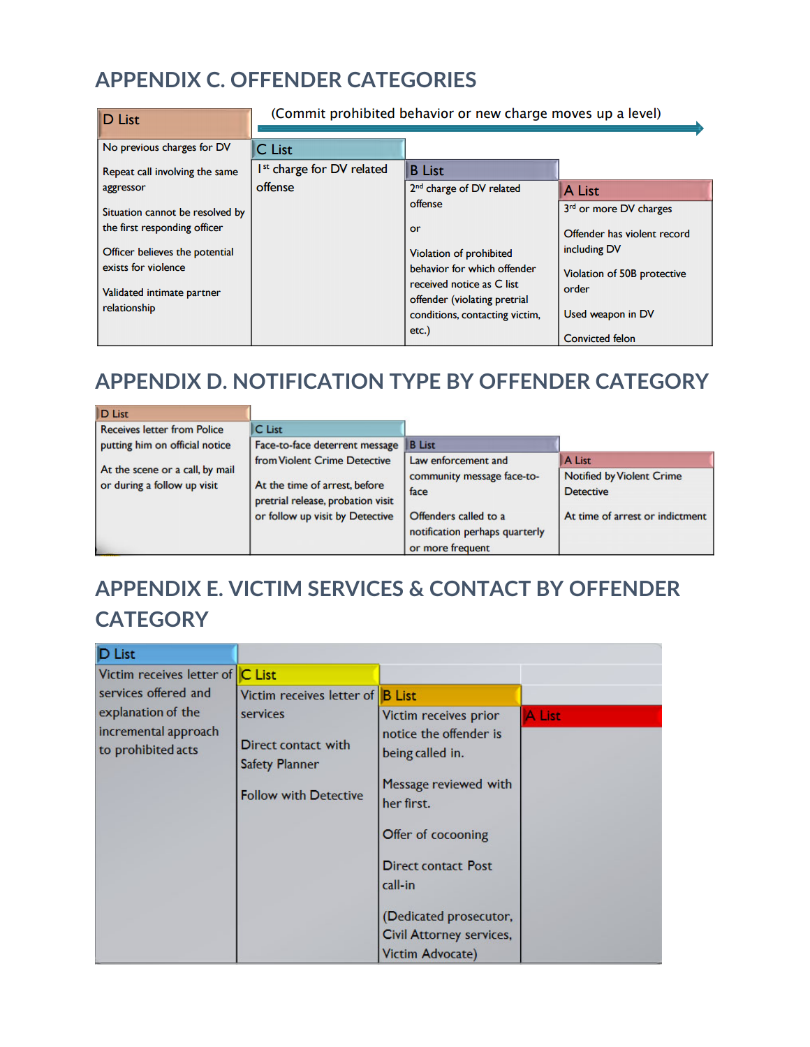## APPENDIX C. OFFENDER CATEGORIES

(Commit prohibited behavior or new charge moves up a level)

| D List | C List | B List | A List |
|---|---|---|---|
| No previous charges for DV<br><br>Repeat call involving the same aggressor<br><br>Situation cannot be resolved by the first responding officer<br><br>Officer believes the potential exists for violence<br><br>Validated intimate partner relationship | 1st charge for DV related offense | 2nd charge of DV related offense<br><br>or<br><br>Violation of prohibited behavior for which offender received notice as C list offender (violating pretrial conditions, contacting victim, etc.) | 3rd or more DV charges<br><br>Offender has violent record including DV<br><br>Violation of 50B protective order<br><br>Used weapon in DV<br><br>Convicted felon |

## APPENDIX D. NOTIFICATION TYPE BY OFFENDER CATEGORY

| D List | C List | B List | A List |
|---|---|---|---|
| Receives letter from Police putting him on official notice<br><br>At the scene or a call, by mail or during a follow up visit | Face-to-face deterrent message from Violent Crime Detective<br><br>At the time of arrest, before pretrial release, probation visit or follow up visit by Detective | Law enforcement and community message face-to-face<br><br>Offenders called to a notification perhaps quarterly or more frequent | Notified by Violent Crime Detective<br><br>At time of arrest or indictment |

## APPENDIX E. VICTIM SERVICES & CONTACT BY OFFENDER CATEGORY

| D List | C List | B List | A List |
|---|---|---|---|
| Victim receives letter of services offered and explanation of the incremental approach to prohibited acts | Victim receives letter of services<br><br>Direct contact with Safety Planner<br><br>Follow with Detective | Victim receives prior notice the offender is being called in.<br><br>Message reviewed with her first.<br><br>Offer of cocooning<br><br>Direct contact Post call-in<br><br>(Dedicated prosecutor, Civil Attorney services, Victim Advocate) | |